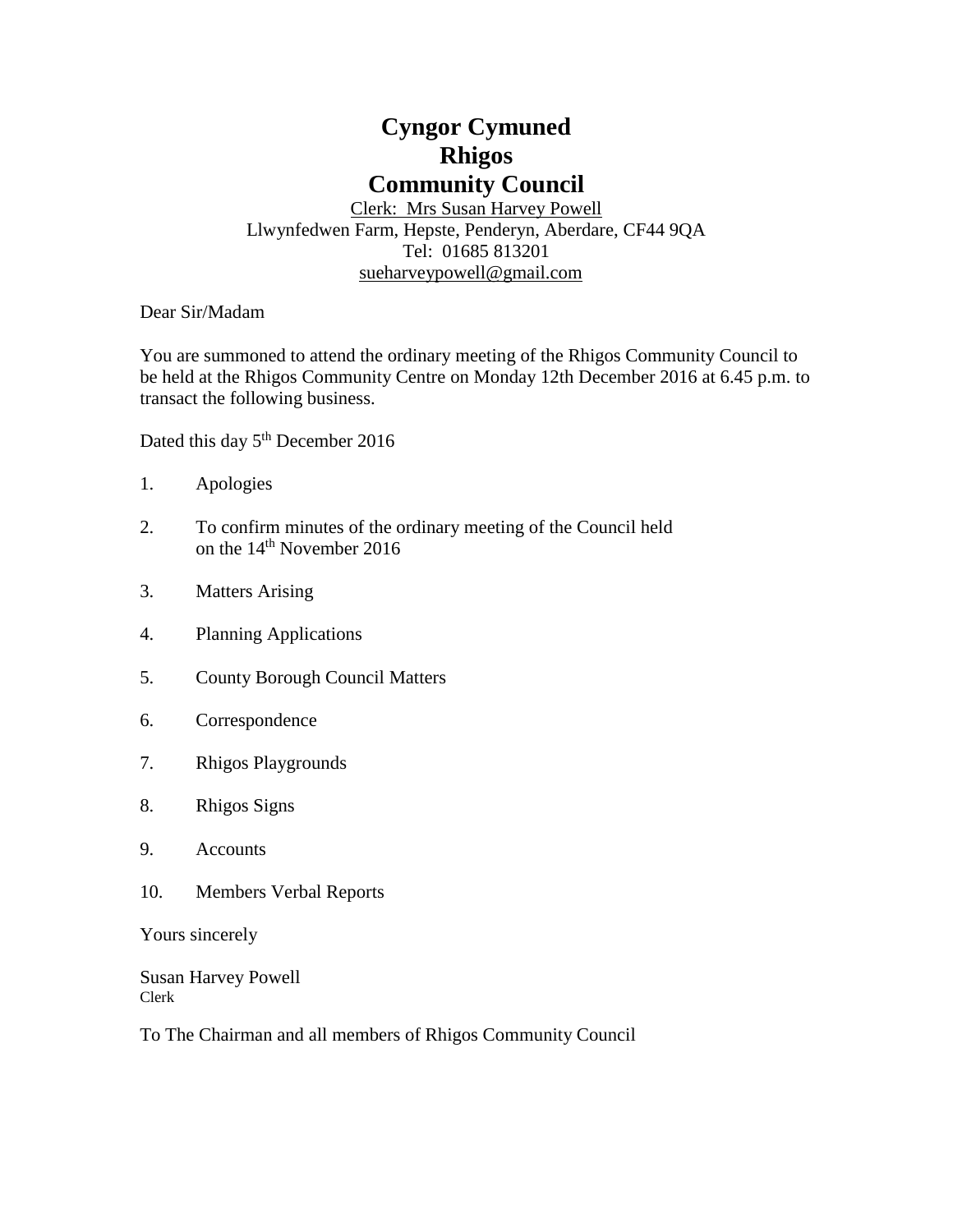# Cyngor Cymuned
# Rhigos
# Community Council

Clerk: Mrs Susan Harvey Powell
Llwynfedwen Farm, Hepste, Penderyn, Aberdare, CF44 9QA
Tel: 01685 813201
sueharveypowell@gmail.com

Dear Sir/Madam

You are summoned to attend the ordinary meeting of the Rhigos Community Council to be held at the Rhigos Community Centre on Monday 12th December 2016 at 6.45 p.m. to transact the following business.

Dated this day 5th December 2016

1. Apologies
2. To confirm minutes of the ordinary meeting of the Council held on the 14th November 2016
3. Matters Arising
4. Planning Applications
5. County Borough Council Matters
6. Correspondence
7. Rhigos Playgrounds
8. Rhigos Signs
9. Accounts
10. Members Verbal Reports

Yours sincerely

Susan Harvey Powell
Clerk

To The Chairman and all members of Rhigos Community Council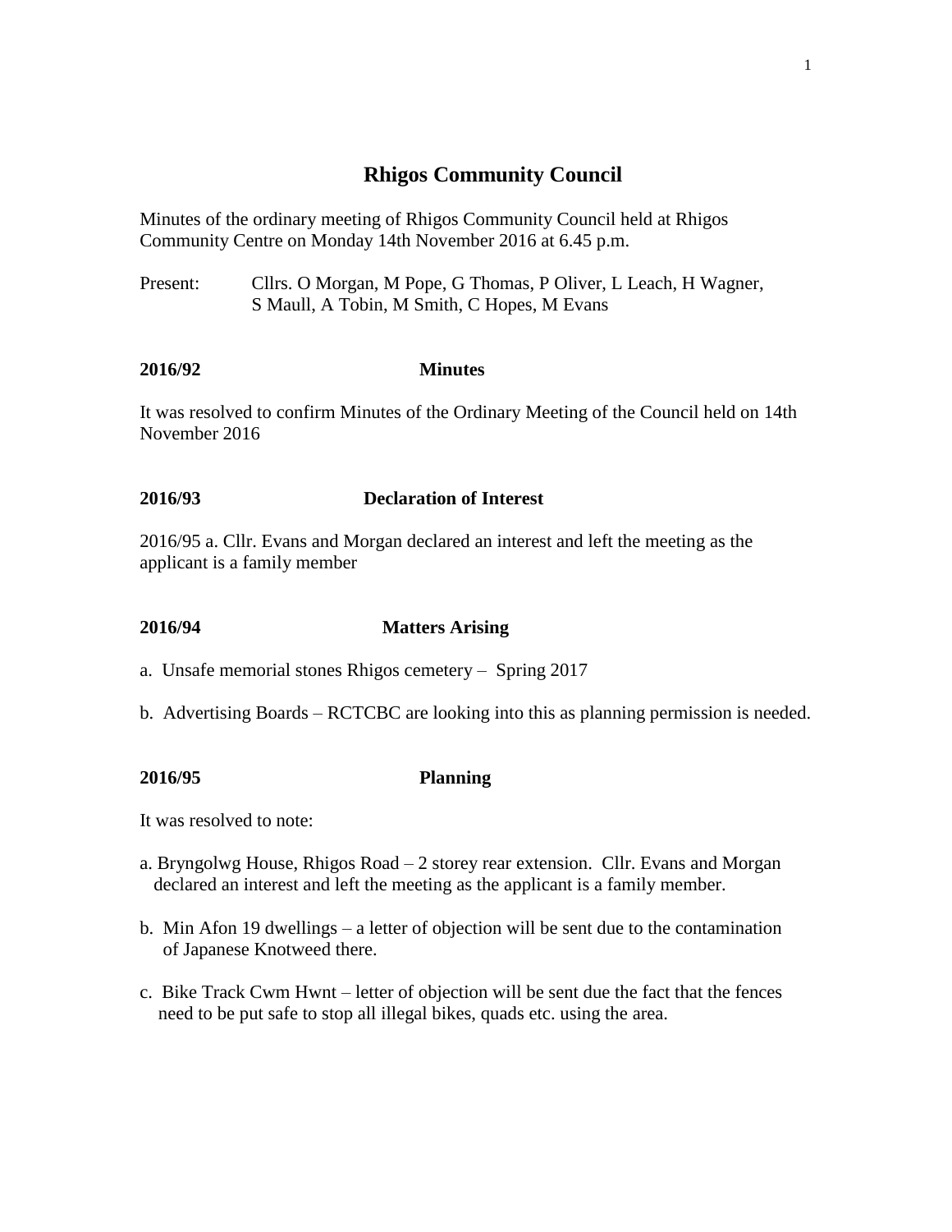# Rhigos Community Council

Minutes of the ordinary meeting of Rhigos Community Council held at Rhigos Community Centre on Monday 14th November 2016 at 6.45 p.m.

Present: Cllrs. O Morgan, M Pope, G Thomas, P Oliver, L Leach, H Wagner, S Maull, A Tobin, M Smith, C Hopes, M Evans

**2016/92 Minutes**

It was resolved to confirm Minutes of the Ordinary Meeting of the Council held on 14th November 2016

**2016/93 Declaration of Interest**

2016/95 a. Cllr. Evans and Morgan declared an interest and left the meeting as the applicant is a family member

**2016/94 Matters Arising**

a. Unsafe memorial stones Rhigos cemetery – Spring 2017

b. Advertising Boards – RCTCBC are looking into this as planning permission is needed.

**2016/95 Planning**

It was resolved to note:

a. Bryngolwg House, Rhigos Road – 2 storey rear extension. Cllr. Evans and Morgan declared an interest and left the meeting as the applicant is a family member.

b. Min Afon 19 dwellings – a letter of objection will be sent due to the contamination of Japanese Knotweed there.

c. Bike Track Cwm Hwnt – letter of objection will be sent due the fact that the fences need to be put safe to stop all illegal bikes, quads etc. using the area.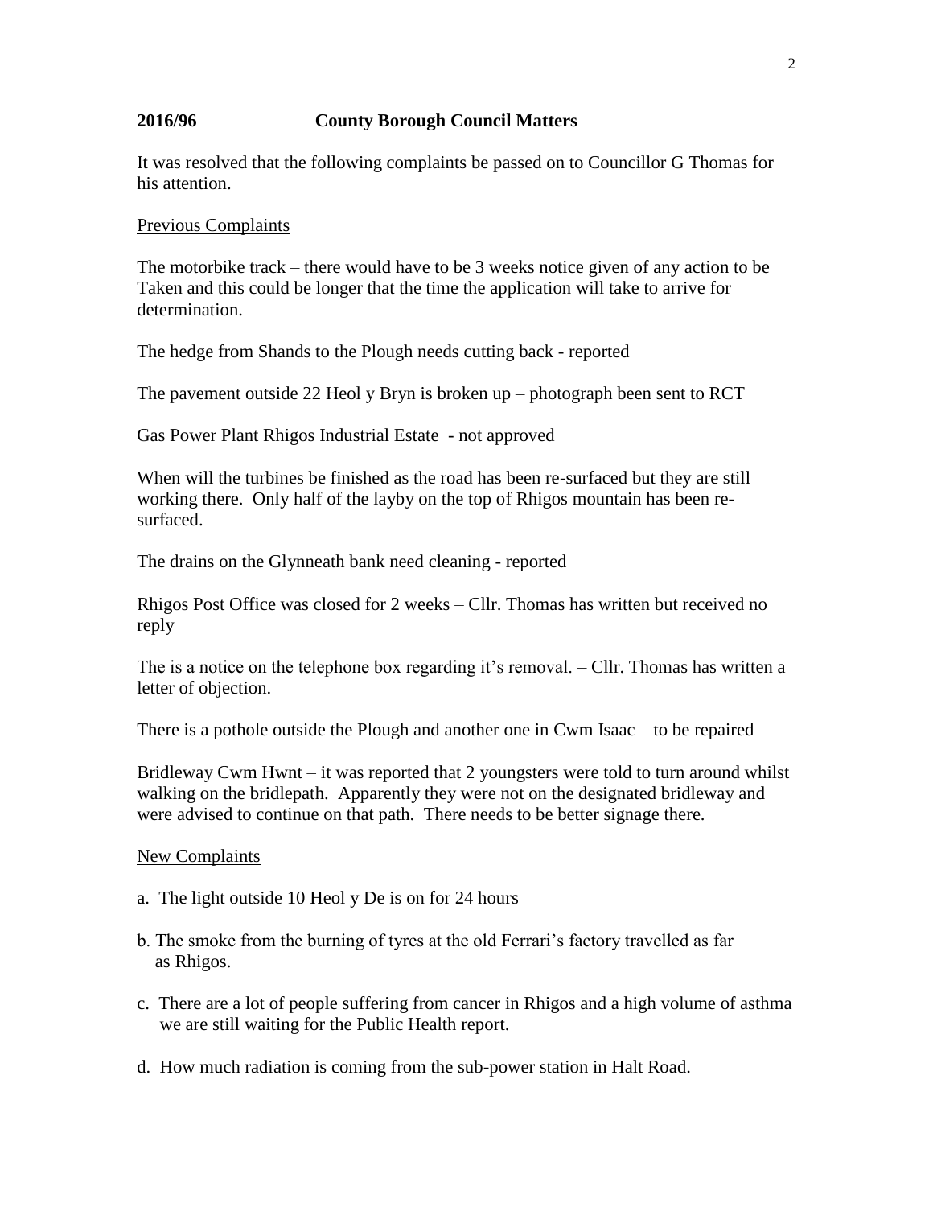**2016/96 County Borough Council Matters**

It was resolved that the following complaints be passed on to Councillor G Thomas for his attention.

Previous Complaints

The motorbike track – there would have to be 3 weeks notice given of any action to be Taken and this could be longer that the time the application will take to arrive for determination.

The hedge from Shands to the Plough needs cutting back - reported

The pavement outside 22 Heol y Bryn is broken up – photograph been sent to RCT

Gas Power Plant Rhigos Industrial Estate - not approved

When will the turbines be finished as the road has been re-surfaced but they are still working there. Only half of the layby on the top of Rhigos mountain has been re-surfaced.

The drains on the Glynneath bank need cleaning - reported

Rhigos Post Office was closed for 2 weeks – Cllr. Thomas has written but received no reply

The is a notice on the telephone box regarding it's removal. – Cllr. Thomas has written a letter of objection.

There is a pothole outside the Plough and another one in Cwm Isaac – to be repaired

Bridleway Cwm Hwnt – it was reported that 2 youngsters were told to turn around whilst walking on the bridlepath. Apparently they were not on the designated bridleway and were advised to continue on that path. There needs to be better signage there.

New Complaints

a. The light outside 10 Heol y De is on for 24 hours

b. The smoke from the burning of tyres at the old Ferrari's factory travelled as far as Rhigos.

c. There are a lot of people suffering from cancer in Rhigos and a high volume of asthma we are still waiting for the Public Health report.

d. How much radiation is coming from the sub-power station in Halt Road.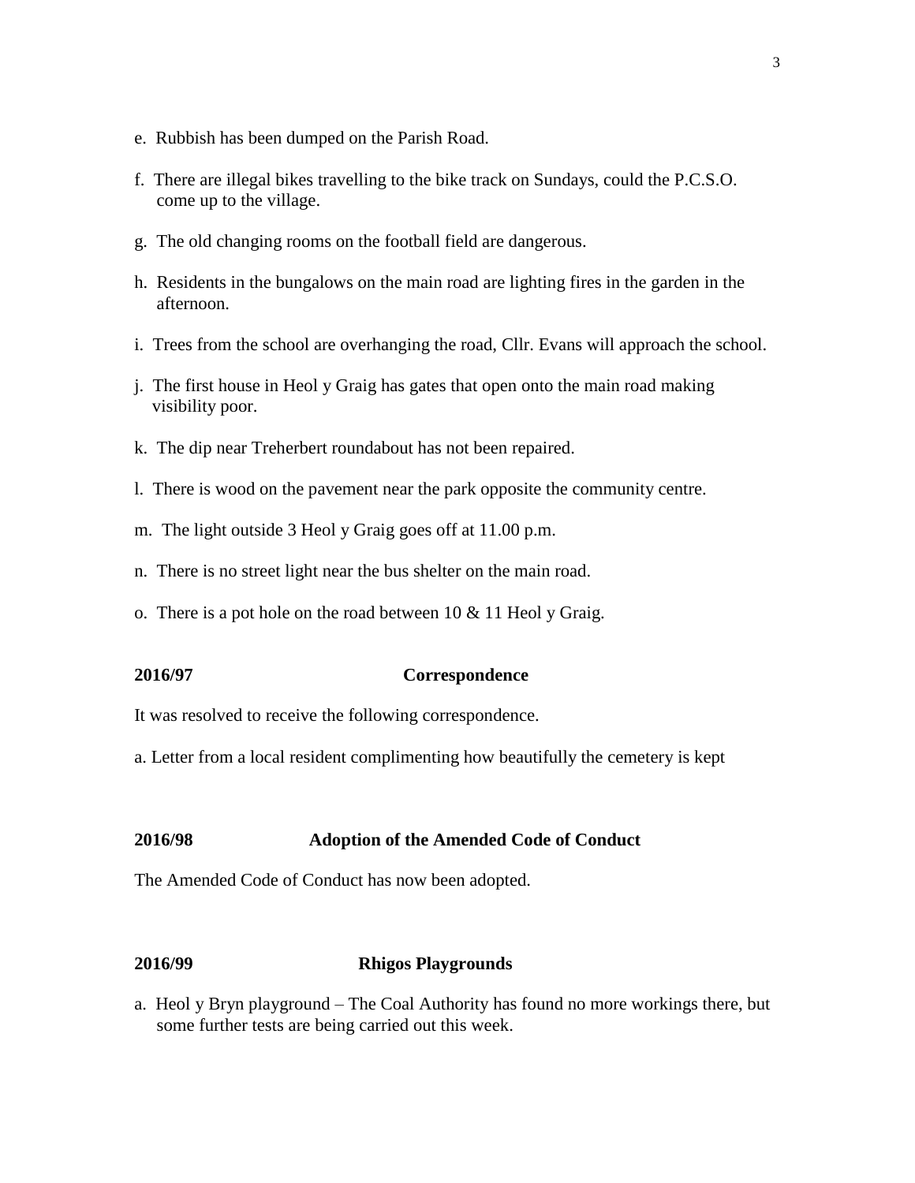e. Rubbish has been dumped on the Parish Road.

f. There are illegal bikes travelling to the bike track on Sundays, could the P.C.S.O. come up to the village.

g. The old changing rooms on the football field are dangerous.

h. Residents in the bungalows on the main road are lighting fires in the garden in the afternoon.

i. Trees from the school are overhanging the road, Cllr. Evans will approach the school.

j. The first house in Heol y Graig has gates that open onto the main road making visibility poor.

k. The dip near Treherbert roundabout has not been repaired.

l. There is wood on the pavement near the park opposite the community centre.

m. The light outside 3 Heol y Graig goes off at 11.00 p.m.

n. There is no street light near the bus shelter on the main road.

o. There is a pot hole on the road between 10 & 11 Heol y Graig.

**2016/97 Correspondence**

It was resolved to receive the following correspondence.

a. Letter from a local resident complimenting how beautifully the cemetery is kept

**2016/98 Adoption of the Amended Code of Conduct**

The Amended Code of Conduct has now been adopted.

**2016/99 Rhigos Playgrounds**

a. Heol y Bryn playground – The Coal Authority has found no more workings there, but some further tests are being carried out this week.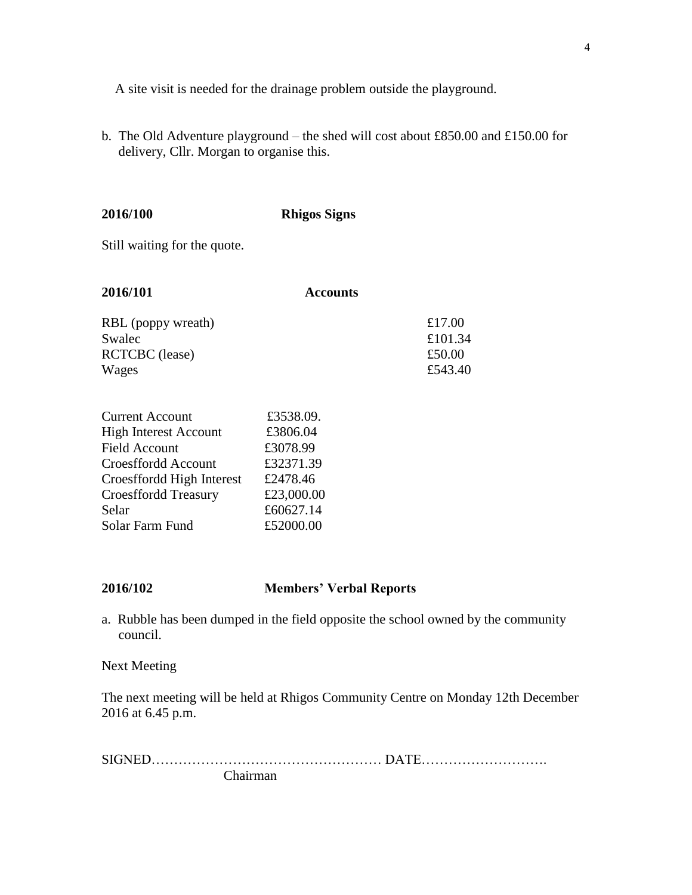A site visit is needed for the drainage problem outside the playground.

b. The Old Adventure playground – the shed will cost about £850.00 and £150.00 for delivery, Cllr. Morgan to organise this.

**2016/100 Rhigos Signs**

Still waiting for the quote.

**2016/101 Accounts**

| | |
|---|---|
| RBL (poppy wreath) | £17.00 |
| Swalec | £101.34 |
| RCTCBC (lease) | £50.00 |
| Wages | £543.40 |

| | |
|---|---|
| Current Account | £3538.09. |
| High Interest Account | £3806.04 |
| Field Account | £3078.99 |
| Croesffordd Account | £32371.39 |
| Croesffordd High Interest | £2478.46 |
| Croesffordd Treasury | £23,000.00 |
| Selar | £60627.14 |
| Solar Farm Fund | £52000.00 |

**2016/102 Members' Verbal Reports**

a. Rubble has been dumped in the field opposite the school owned by the community council.

Next Meeting

The next meeting will be held at Rhigos Community Centre on Monday 12th December 2016 at 6.45 p.m.

SIGNED…………………………………………… DATE……………………….
Chairman